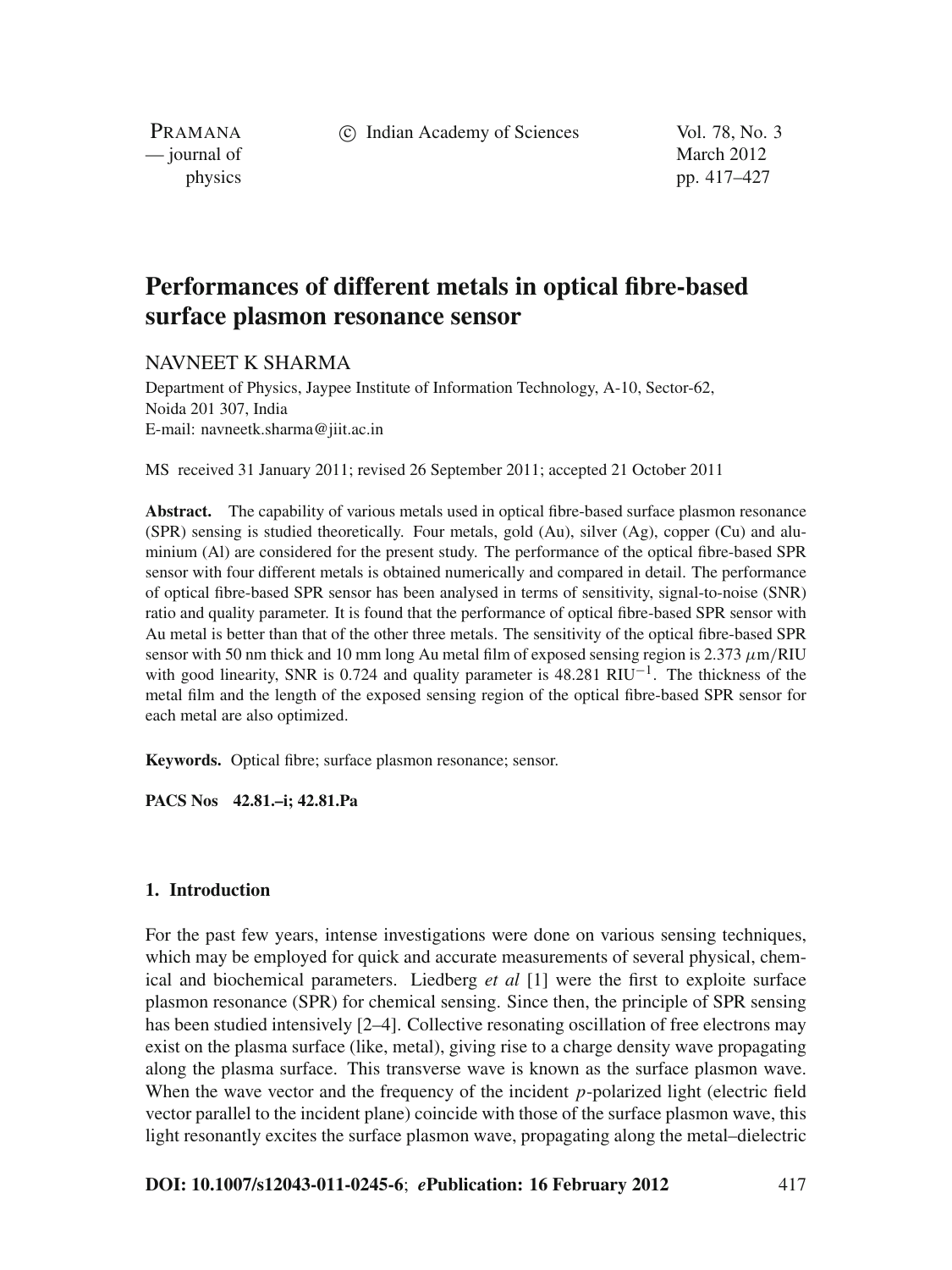# Performances of different metals in optical fibre-based surface plasmon resonance sensor

NAVNEET K SHARMA

Department of Physics, Jaypee Institute of Information Technology, A-10, Sector-62, Noida 201 307, India
E-mail: navneetk.sharma@jiit.ac.in

MS received 31 January 2011; revised 26 September 2011; accepted 21 October 2011

**Abstract.** The capability of various metals used in optical fibre-based surface plasmon resonance (SPR) sensing is studied theoretically. Four metals, gold (Au), silver (Ag), copper (Cu) and aluminium (Al) are considered for the present study. The performance of the optical fibre-based SPR sensor with four different metals is obtained numerically and compared in detail. The performance of optical fibre-based SPR sensor has been analysed in terms of sensitivity, signal-to-noise (SNR) ratio and quality parameter. It is found that the performance of optical fibre-based SPR sensor with Au metal is better than that of the other three metals. The sensitivity of the optical fibre-based SPR sensor with 50 nm thick and 10 mm long Au metal film of exposed sensing region is 2.373 $\mu$m/RIU with good linearity, SNR is 0.724 and quality parameter is 48.281 RIU$^{-1}$. The thickness of the metal film and the length of the exposed sensing region of the optical fibre-based SPR sensor for each metal are also optimized.

**Keywords.** Optical fibre; surface plasmon resonance; sensor.

**PACS Nos** 42.81.–i; 42.81.Pa

## 1. Introduction

For the past few years, intense investigations were done on various sensing techniques, which may be employed for quick and accurate measurements of several physical, chemical and biochemical parameters. Liedberg *et al* [1] were the first to exploite surface plasmon resonance (SPR) for chemical sensing. Since then, the principle of SPR sensing has been studied intensively [2–4]. Collective resonating oscillation of free electrons may exist on the plasma surface (like, metal), giving rise to a charge density wave propagating along the plasma surface. This transverse wave is known as the surface plasmon wave. When the wave vector and the frequency of the incident $p$-polarized light (electric field vector parallel to the incident plane) coincide with those of the surface plasmon wave, this light resonantly excites the surface plasmon wave, propagating along the metal–dielectric

**DOI: 10.1007/s12043-011-0245-6**; ***e*Publication: 16 February 2012**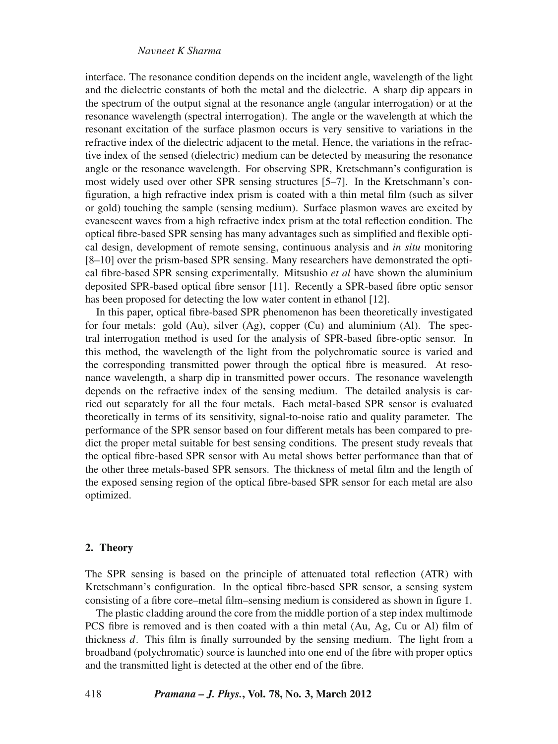interface. The resonance condition depends on the incident angle, wavelength of the light and the dielectric constants of both the metal and the dielectric. A sharp dip appears in the spectrum of the output signal at the resonance angle (angular interrogation) or at the resonance wavelength (spectral interrogation). The angle or the wavelength at which the resonant excitation of the surface plasmon occurs is very sensitive to variations in the refractive index of the dielectric adjacent to the metal. Hence, the variations in the refractive index of the sensed (dielectric) medium can be detected by measuring the resonance angle or the resonance wavelength. For observing SPR, Kretschmann's configuration is most widely used over other SPR sensing structures [5–7]. In the Kretschmann's configuration, a high refractive index prism is coated with a thin metal film (such as silver or gold) touching the sample (sensing medium). Surface plasmon waves are excited by evanescent waves from a high refractive index prism at the total reflection condition. The optical fibre-based SPR sensing has many advantages such as simplified and flexible optical design, development of remote sensing, continuous analysis and *in situ* monitoring [8–10] over the prism-based SPR sensing. Many researchers have demonstrated the optical fibre-based SPR sensing experimentally. Mitsushio *et al* have shown the aluminium deposited SPR-based optical fibre sensor [11]. Recently a SPR-based fibre optic sensor has been proposed for detecting the low water content in ethanol [12].

In this paper, optical fibre-based SPR phenomenon has been theoretically investigated for four metals: gold (Au), silver (Ag), copper (Cu) and aluminium (Al). The spectral interrogation method is used for the analysis of SPR-based fibre-optic sensor. In this method, the wavelength of the light from the polychromatic source is varied and the corresponding transmitted power through the optical fibre is measured. At resonance wavelength, a sharp dip in transmitted power occurs. The resonance wavelength depends on the refractive index of the sensing medium. The detailed analysis is carried out separately for all the four metals. Each metal-based SPR sensor is evaluated theoretically in terms of its sensitivity, signal-to-noise ratio and quality parameter. The performance of the SPR sensor based on four different metals has been compared to predict the proper metal suitable for best sensing conditions. The present study reveals that the optical fibre-based SPR sensor with Au metal shows better performance than that of the other three metals-based SPR sensors. The thickness of metal film and the length of the exposed sensing region of the optical fibre-based SPR sensor for each metal are also optimized.

## 2. Theory

The SPR sensing is based on the principle of attenuated total reflection (ATR) with Kretschmann's configuration. In the optical fibre-based SPR sensor, a sensing system consisting of a fibre core–metal film–sensing medium is considered as shown in figure 1.

The plastic cladding around the core from the middle portion of a step index multimode PCS fibre is removed and is then coated with a thin metal (Au, Ag, Cu or Al) film of thickness $d$. This film is finally surrounded by the sensing medium. The light from a broadband (polychromatic) source is launched into one end of the fibre with proper optics and the transmitted light is detected at the other end of the fibre.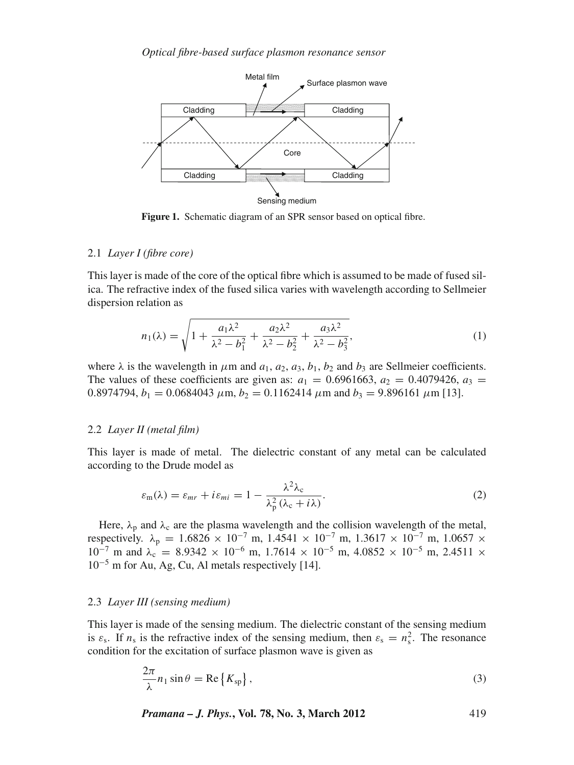Figure 1. Schematic diagram of an SPR sensor based on optical fibre.

### 2.1 *Layer I (fibre core)*

This layer is made of the core of the optical fibre which is assumed to be made of fused silica. The refractive index of the fused silica varies with wavelength according to Sellmeier dispersion relation as

$$n_1(\lambda) = \sqrt{1 + \frac{a_1\lambda^2}{\lambda^2 - b_1^2} + \frac{a_2\lambda^2}{\lambda^2 - b_2^2} + \frac{a_3\lambda^2}{\lambda^2 - b_3^2}}, \tag{1}$$

where $\lambda$ is the wavelength in $\mu$m and $a_1$, $a_2$, $a_3$, $b_1$, $b_2$ and $b_3$ are Sellmeier coefficients. The values of these coefficients are given as: $a_1 = 0.6961663$, $a_2 = 0.4079426$, $a_3 = 0.8974794$, $b_1 = 0.0684043$ $\mu$m, $b_2 = 0.1162414$ $\mu$m and $b_3 = 9.896161$ $\mu$m [13].

### 2.2 *Layer II (metal film)*

This layer is made of metal. The dielectric constant of any metal can be calculated according to the Drude model as

$$\varepsilon_{\mathrm{m}}(\lambda) = \varepsilon_{mr} + i\varepsilon_{mi} = 1 - \frac{\lambda^2\lambda_{\mathrm{c}}}{\lambda_{\mathrm{p}}^2(\lambda_{\mathrm{c}} + i\lambda)}. \tag{2}$$

Here, $\lambda_{\mathrm{p}}$ and $\lambda_{\mathrm{c}}$ are the plasma wavelength and the collision wavelength of the metal, respectively. $\lambda_{\mathrm{p}} = 1.6826 \times 10^{-7}$ m, $1.4541 \times 10^{-7}$ m, $1.3617 \times 10^{-7}$ m, $1.0657 \times 10^{-7}$ m and $\lambda_{\mathrm{c}} = 8.9342 \times 10^{-6}$ m, $1.7614 \times 10^{-5}$ m, $4.0852 \times 10^{-5}$ m, $2.4511 \times 10^{-5}$ m for Au, Ag, Cu, Al metals respectively [14].

### 2.3 *Layer III (sensing medium)*

This layer is made of the sensing medium. The dielectric constant of the sensing medium is $\varepsilon_{\mathrm{s}}$. If $n_{\mathrm{s}}$ is the refractive index of the sensing medium, then $\varepsilon_{\mathrm{s}} = n_{\mathrm{s}}^2$. The resonance condition for the excitation of surface plasmon wave is given as

$$\frac{2\pi}{\lambda} n_1 \sin\theta = \mathrm{Re}\left\{K_{\mathrm{sp}}\right\}, \tag{3}$$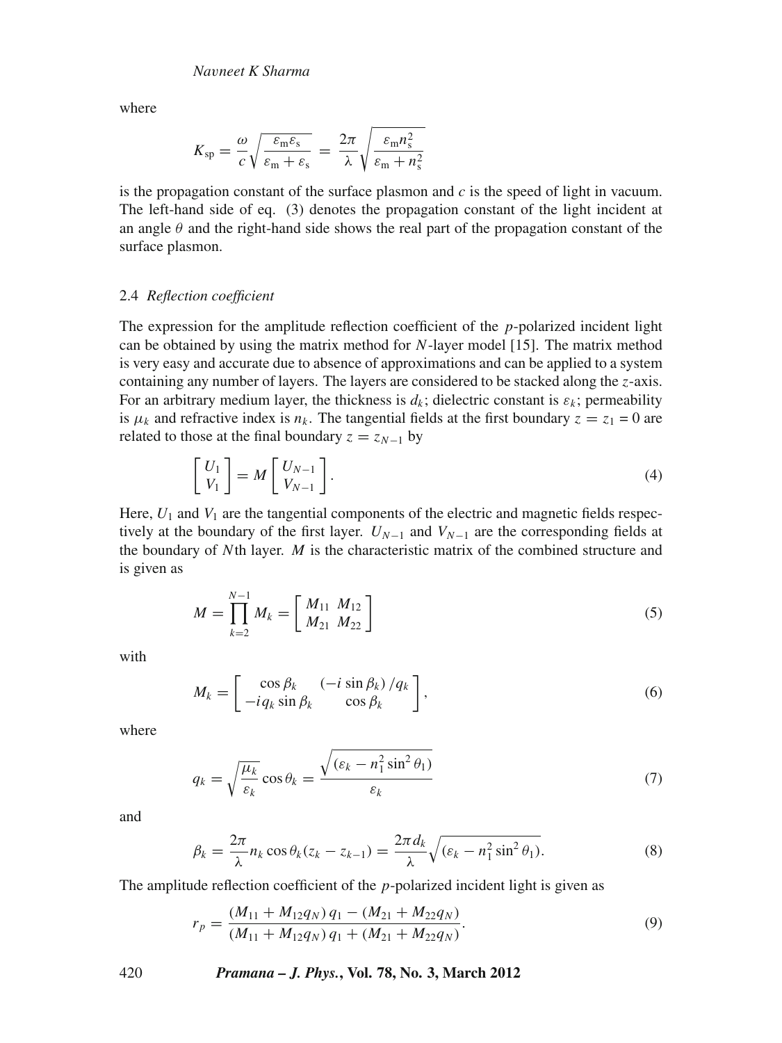where

$$K_{\mathrm{sp}} = \frac{\omega}{c}\sqrt{\frac{\varepsilon_{\mathrm{m}}\varepsilon_{\mathrm{s}}}{\varepsilon_{\mathrm{m}}+\varepsilon_{\mathrm{s}}}} = \frac{2\pi}{\lambda}\sqrt{\frac{\varepsilon_{\mathrm{m}} n_{\mathrm{s}}^2}{\varepsilon_{\mathrm{m}}+n_{\mathrm{s}}^2}}$$

is the propagation constant of the surface plasmon and $c$ is the speed of light in vacuum. The left-hand side of eq. (3) denotes the propagation constant of the light incident at an angle $\theta$ and the right-hand side shows the real part of the propagation constant of the surface plasmon.

### 2.4 *Reflection coefficient*

The expression for the amplitude reflection coefficient of the $p$-polarized incident light can be obtained by using the matrix method for $N$-layer model [15]. The matrix method is very easy and accurate due to absence of approximations and can be applied to a system containing any number of layers. The layers are considered to be stacked along the $z$-axis. For an arbitrary medium layer, the thickness is $d_k$; dielectric constant is $\varepsilon_k$; permeability is $\mu_k$ and refractive index is $n_k$. The tangential fields at the first boundary $z = z_1 = 0$ are related to those at the final boundary $z = z_{N-1}$ by

$$\begin{bmatrix} U_1 \\ V_1 \end{bmatrix} = M \begin{bmatrix} U_{N-1} \\ V_{N-1} \end{bmatrix}. \tag{4}$$

Here, $U_1$ and $V_1$ are the tangential components of the electric and magnetic fields respectively at the boundary of the first layer. $U_{N-1}$ and $V_{N-1}$ are the corresponding fields at the boundary of $N$th layer. $M$ is the characteristic matrix of the combined structure and is given as

$$M = \prod_{k=2}^{N-1} M_k = \begin{bmatrix} M_{11} & M_{12} \\ M_{21} & M_{22} \end{bmatrix} \tag{5}$$

with

$$M_k = \begin{bmatrix} \cos\beta_k & (-i\sin\beta_k)/q_k \\ -iq_k\sin\beta_k & \cos\beta_k \end{bmatrix}, \tag{6}$$

where

$$q_k = \sqrt{\frac{\mu_k}{\varepsilon_k}}\cos\theta_k = \frac{\sqrt{(\varepsilon_k - n_1^2\sin^2\theta_1)}}{\varepsilon_k} \tag{7}$$

and

$$\beta_k = \frac{2\pi}{\lambda} n_k \cos\theta_k (z_k - z_{k-1}) = \frac{2\pi d_k}{\lambda}\sqrt{(\varepsilon_k - n_1^2\sin^2\theta_1)}. \tag{8}$$

The amplitude reflection coefficient of the $p$-polarized incident light is given as

$$r_p = \frac{(M_{11} + M_{12}q_N)\,q_1 - (M_{21} + M_{22}q_N)}{(M_{11} + M_{12}q_N)\,q_1 + (M_{21} + M_{22}q_N)}. \tag{9}$$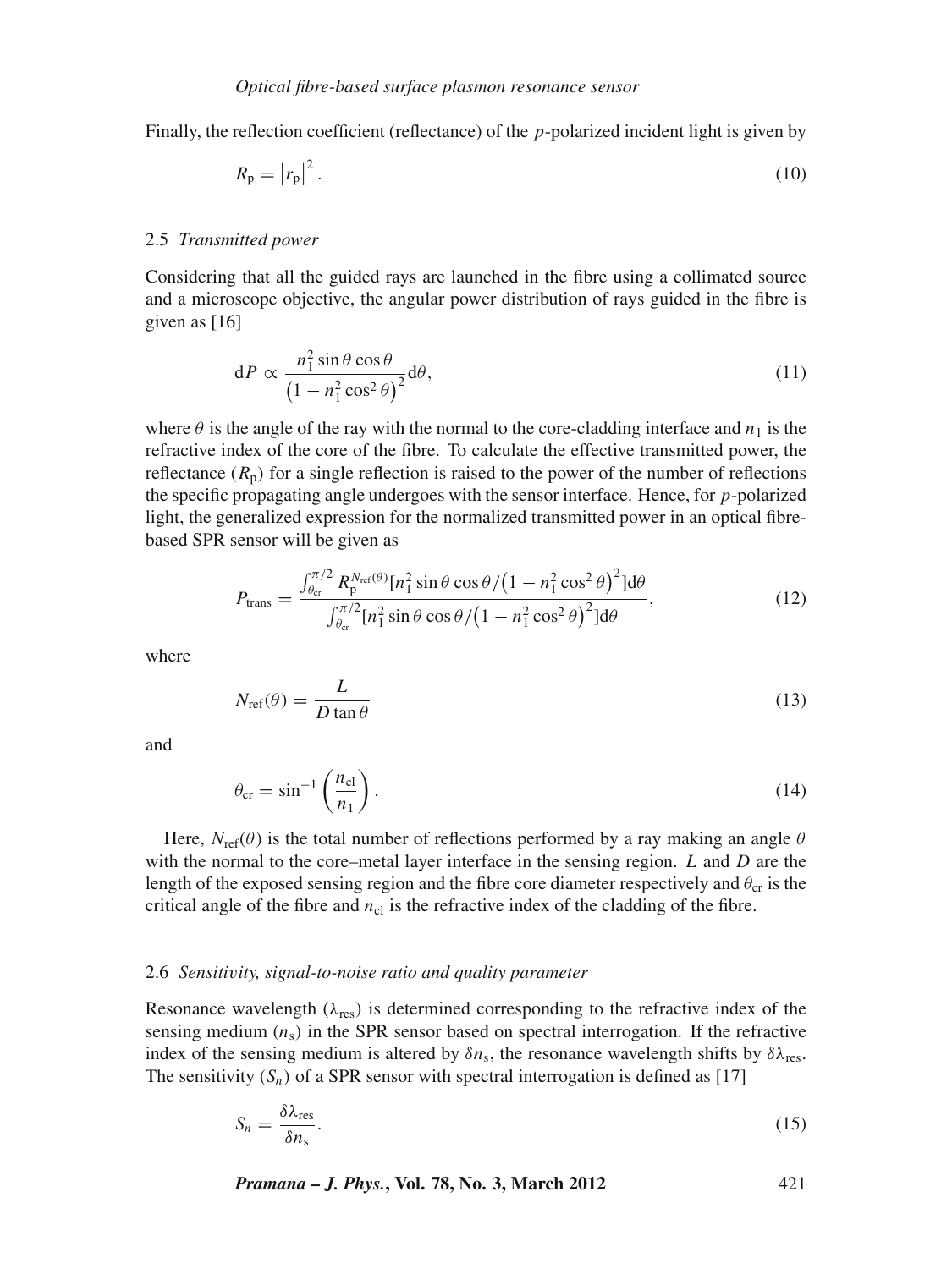Finally, the reflection coefficient (reflectance) of the $p$-polarized incident light is given by

$$R_{\mathrm{p}} = \left| r_{\mathrm{p}} \right|^2 . \tag{10}$$

### 2.5 *Transmitted power*

Considering that all the guided rays are launched in the fibre using a collimated source and a microscope objective, the angular power distribution of rays guided in the fibre is given as [16]

$$\mathrm{d}P \propto \frac{n_1^2 \sin\theta \cos\theta}{\left(1 - n_1^2 \cos^2\theta\right)^2} \mathrm{d}\theta, \tag{11}$$

where $\theta$ is the angle of the ray with the normal to the core-cladding interface and $n_1$ is the refractive index of the core of the fibre. To calculate the effective transmitted power, the reflectance ($R_{\mathrm{p}}$) for a single reflection is raised to the power of the number of reflections the specific propagating angle undergoes with the sensor interface. Hence, for $p$-polarized light, the generalized expression for the normalized transmitted power in an optical fibre-based SPR sensor will be given as

$$P_{\mathrm{trans}} = \frac{\int_{\theta_{\mathrm{cr}}}^{\pi/2} R_{\mathrm{p}}^{N_{\mathrm{ref}}(\theta)} [n_1^2 \sin\theta \cos\theta / \left(1 - n_1^2 \cos^2\theta\right)^2] \mathrm{d}\theta}{\int_{\theta_{\mathrm{cr}}}^{\pi/2} [n_1^2 \sin\theta \cos\theta / \left(1 - n_1^2 \cos^2\theta\right)^2] \mathrm{d}\theta}, \tag{12}$$

where

$$N_{\mathrm{ref}}(\theta) = \frac{L}{D \tan\theta} \tag{13}$$

and

$$\theta_{\mathrm{cr}} = \sin^{-1}\left(\frac{n_{\mathrm{cl}}}{n_1}\right). \tag{14}$$

Here, $N_{\mathrm{ref}}(\theta)$ is the total number of reflections performed by a ray making an angle $\theta$ with the normal to the core–metal layer interface in the sensing region. $L$ and $D$ are the length of the exposed sensing region and the fibre core diameter respectively and $\theta_{\mathrm{cr}}$ is the critical angle of the fibre and $n_{\mathrm{cl}}$ is the refractive index of the cladding of the fibre.

### 2.6 *Sensitivity, signal-to-noise ratio and quality parameter*

Resonance wavelength ($\lambda_{\mathrm{res}}$) is determined corresponding to the refractive index of the sensing medium ($n_{\mathrm{s}}$) in the SPR sensor based on spectral interrogation. If the refractive index of the sensing medium is altered by $\delta n_{\mathrm{s}}$, the resonance wavelength shifts by $\delta\lambda_{\mathrm{res}}$. The sensitivity ($S_n$) of a SPR sensor with spectral interrogation is defined as [17]

$$S_n = \frac{\delta\lambda_{\mathrm{res}}}{\delta n_{\mathrm{s}}}. \tag{15}$$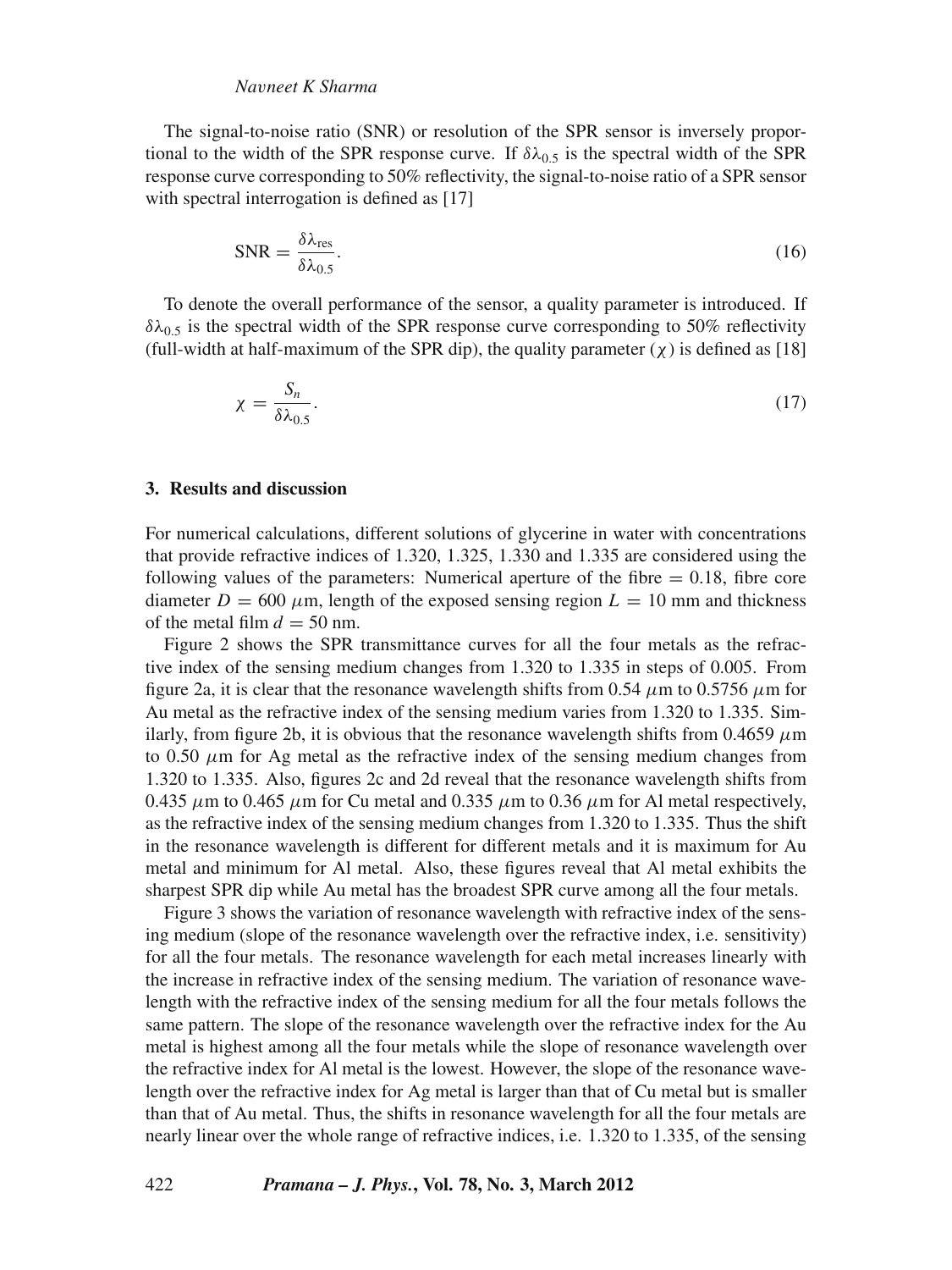The signal-to-noise ratio (SNR) or resolution of the SPR sensor is inversely proportional to the width of the SPR response curve. If $\delta\lambda_{0.5}$ is the spectral width of the SPR response curve corresponding to 50% reflectivity, the signal-to-noise ratio of a SPR sensor with spectral interrogation is defined as [17]

$$\mathrm{SNR} = \frac{\delta\lambda_{\mathrm{res}}}{\delta\lambda_{0.5}}. \tag{16}$$

To denote the overall performance of the sensor, a quality parameter is introduced. If $\delta\lambda_{0.5}$ is the spectral width of the SPR response curve corresponding to 50% reflectivity (full-width at half-maximum of the SPR dip), the quality parameter ($\chi$) is defined as [18]

$$\chi = \frac{S_n}{\delta\lambda_{0.5}}. \tag{17}$$

## 3. Results and discussion

For numerical calculations, different solutions of glycerine in water with concentrations that provide refractive indices of 1.320, 1.325, 1.330 and 1.335 are considered using the following values of the parameters: Numerical aperture of the fibre = 0.18, fibre core diameter $D = 600\ \mu$m, length of the exposed sensing region $L = 10$ mm and thickness of the metal film $d = 50$ nm.

Figure 2 shows the SPR transmittance curves for all the four metals as the refractive index of the sensing medium changes from 1.320 to 1.335 in steps of 0.005. From figure 2a, it is clear that the resonance wavelength shifts from 0.54 $\mu$m to 0.5756 $\mu$m for Au metal as the refractive index of the sensing medium varies from 1.320 to 1.335. Similarly, from figure 2b, it is obvious that the resonance wavelength shifts from 0.4659 $\mu$m to 0.50 $\mu$m for Ag metal as the refractive index of the sensing medium changes from 1.320 to 1.335. Also, figures 2c and 2d reveal that the resonance wavelength shifts from 0.435 $\mu$m to 0.465 $\mu$m for Cu metal and 0.335 $\mu$m to 0.36 $\mu$m for Al metal respectively, as the refractive index of the sensing medium changes from 1.320 to 1.335. Thus the shift in the resonance wavelength is different for different metals and it is maximum for Au metal and minimum for Al metal. Also, these figures reveal that Al metal exhibits the sharpest SPR dip while Au metal has the broadest SPR curve among all the four metals.

Figure 3 shows the variation of resonance wavelength with refractive index of the sensing medium (slope of the resonance wavelength over the refractive index, i.e. sensitivity) for all the four metals. The resonance wavelength for each metal increases linearly with the increase in refractive index of the sensing medium. The variation of resonance wavelength with the refractive index of the sensing medium for all the four metals follows the same pattern. The slope of the resonance wavelength over the refractive index for the Au metal is highest among all the four metals while the slope of resonance wavelength over the refractive index for Al metal is the lowest. However, the slope of the resonance wavelength over the refractive index for Ag metal is larger than that of Cu metal but is smaller than that of Au metal. Thus, the shifts in resonance wavelength for all the four metals are nearly linear over the whole range of refractive indices, i.e. 1.320 to 1.335, of the sensing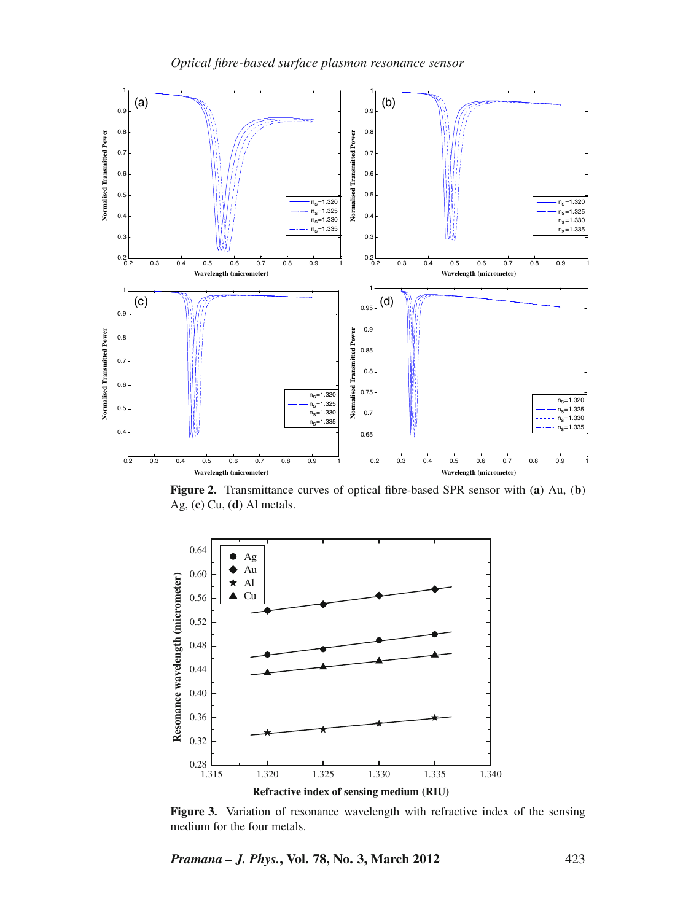**Figure 2.** Transmittance curves of optical fibre-based SPR sensor with (**a**) Au, (**b**) Ag, (**c**) Cu, (**d**) Al metals.

**Figure 3.** Variation of resonance wavelength with refractive index of the sensing medium for the four metals.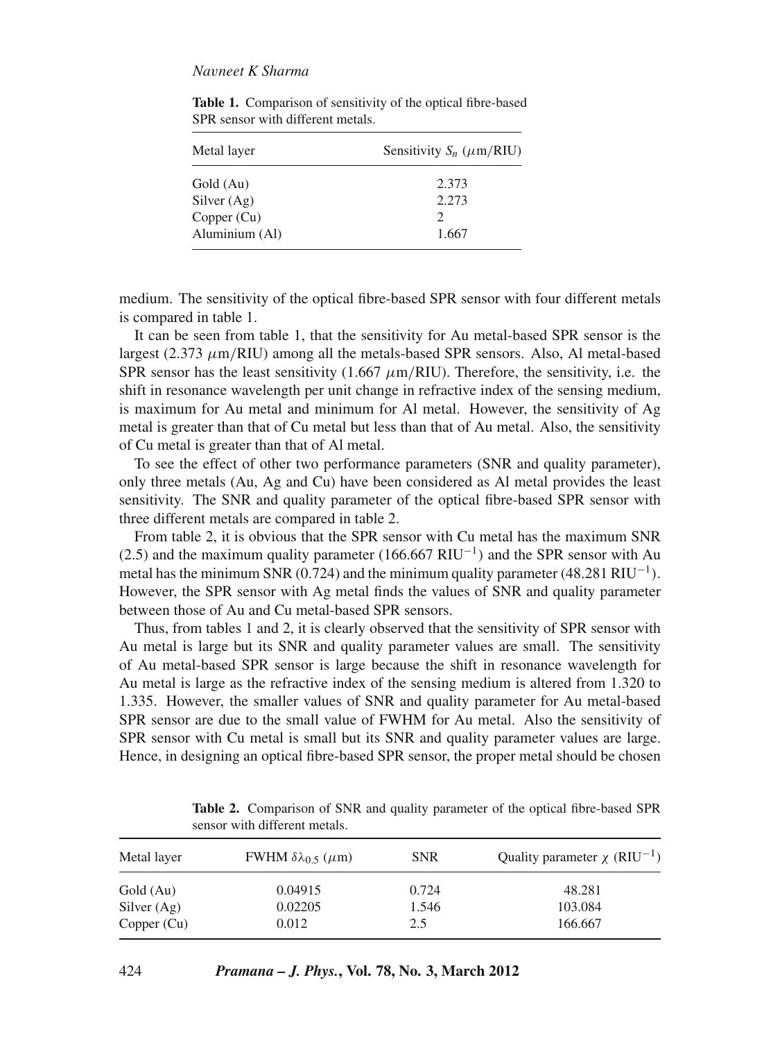**Table 1.** Comparison of sensitivity of the optical fibre-based SPR sensor with different metals.

| Metal layer | Sensitivity $S_n$ ($\mu$m/RIU) |
|---|---|
| Gold (Au) | 2.373 |
| Silver (Ag) | 2.273 |
| Copper (Cu) | 2 |
| Aluminium (Al) | 1.667 |

medium. The sensitivity of the optical fibre-based SPR sensor with four different metals is compared in table 1.

It can be seen from table 1, that the sensitivity for Au metal-based SPR sensor is the largest (2.373 $\mu$m/RIU) among all the metals-based SPR sensors. Also, Al metal-based SPR sensor has the least sensitivity (1.667 $\mu$m/RIU). Therefore, the sensitivity, i.e. the shift in resonance wavelength per unit change in refractive index of the sensing medium, is maximum for Au metal and minimum for Al metal. However, the sensitivity of Ag metal is greater than that of Cu metal but less than that of Au metal. Also, the sensitivity of Cu metal is greater than that of Al metal.

To see the effect of other two performance parameters (SNR and quality parameter), only three metals (Au, Ag and Cu) have been considered as Al metal provides the least sensitivity. The SNR and quality parameter of the optical fibre-based SPR sensor with three different metals are compared in table 2.

From table 2, it is obvious that the SPR sensor with Cu metal has the maximum SNR (2.5) and the maximum quality parameter (166.667 $\text{RIU}^{-1}$) and the SPR sensor with Au metal has the minimum SNR (0.724) and the minimum quality parameter (48.281 $\text{RIU}^{-1}$). However, the SPR sensor with Ag metal finds the values of SNR and quality parameter between those of Au and Cu metal-based SPR sensors.

Thus, from tables 1 and 2, it is clearly observed that the sensitivity of SPR sensor with Au metal is large but its SNR and quality parameter values are small. The sensitivity of Au metal-based SPR sensor is large because the shift in resonance wavelength for Au metal is large as the refractive index of the sensing medium is altered from 1.320 to 1.335. However, the smaller values of SNR and quality parameter for Au metal-based SPR sensor are due to the small value of FWHM for Au metal. Also the sensitivity of SPR sensor with Cu metal is small but its SNR and quality parameter values are large. Hence, in designing an optical fibre-based SPR sensor, the proper metal should be chosen

**Table 2.** Comparison of SNR and quality parameter of the optical fibre-based SPR sensor with different metals.

| Metal layer | FWHM $\delta\lambda_{0.5}$ ($\mu$m) | SNR | Quality parameter $\chi$ ($\text{RIU}^{-1}$) |
|---|---|---|---|
| Gold (Au) | 0.04915 | 0.724 | 48.281 |
| Silver (Ag) | 0.02205 | 1.546 | 103.084 |
| Copper (Cu) | 0.012 | 2.5 | 166.667 |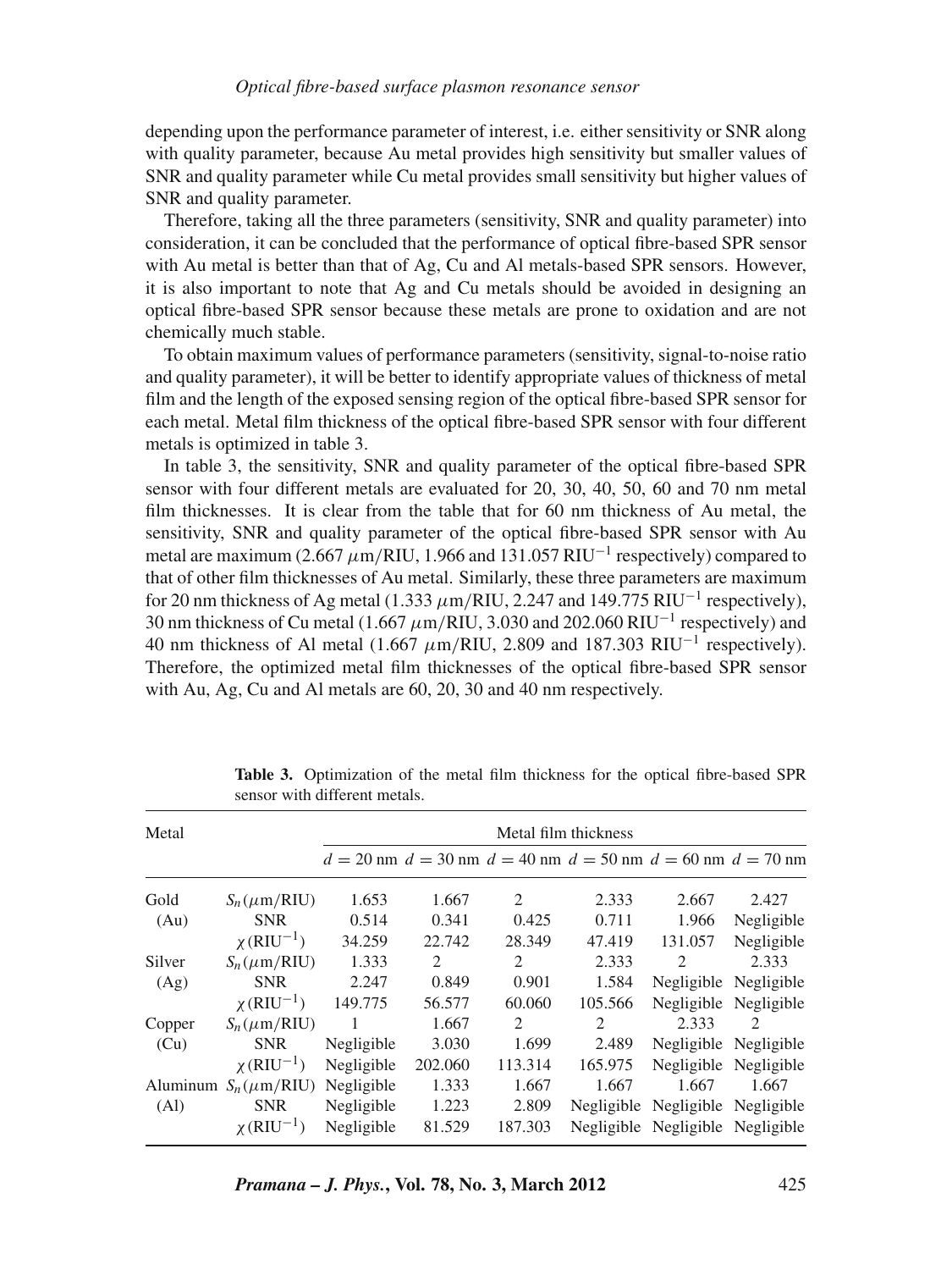depending upon the performance parameter of interest, i.e. either sensitivity or SNR along with quality parameter, because Au metal provides high sensitivity but smaller values of SNR and quality parameter while Cu metal provides small sensitivity but higher values of SNR and quality parameter.

Therefore, taking all the three parameters (sensitivity, SNR and quality parameter) into consideration, it can be concluded that the performance of optical fibre-based SPR sensor with Au metal is better than that of Ag, Cu and Al metals-based SPR sensors. However, it is also important to note that Ag and Cu metals should be avoided in designing an optical fibre-based SPR sensor because these metals are prone to oxidation and are not chemically much stable.

To obtain maximum values of performance parameters (sensitivity, signal-to-noise ratio and quality parameter), it will be better to identify appropriate values of thickness of metal film and the length of the exposed sensing region of the optical fibre-based SPR sensor for each metal. Metal film thickness of the optical fibre-based SPR sensor with four different metals is optimized in table 3.

In table 3, the sensitivity, SNR and quality parameter of the optical fibre-based SPR sensor with four different metals are evaluated for 20, 30, 40, 50, 60 and 70 nm metal film thicknesses. It is clear from the table that for 60 nm thickness of Au metal, the sensitivity, SNR and quality parameter of the optical fibre-based SPR sensor with Au metal are maximum (2.667 $\mu$m/RIU, 1.966 and 131.057 RIU$^{-1}$ respectively) compared to that of other film thicknesses of Au metal. Similarly, these three parameters are maximum for 20 nm thickness of Ag metal (1.333 $\mu$m/RIU, 2.247 and 149.775 RIU$^{-1}$ respectively), 30 nm thickness of Cu metal (1.667 $\mu$m/RIU, 3.030 and 202.060 RIU$^{-1}$ respectively) and 40 nm thickness of Al metal (1.667 $\mu$m/RIU, 2.809 and 187.303 RIU$^{-1}$ respectively). Therefore, the optimized metal film thicknesses of the optical fibre-based SPR sensor with Au, Ag, Cu and Al metals are 60, 20, 30 and 40 nm respectively.

**Table 3.** Optimization of the metal film thickness for the optical fibre-based SPR sensor with different metals.

| Metal | | Metal film thickness | | | | | |
|---|---|---|---|---|---|---|---|
| | | $d = 20$ nm | $d = 30$ nm | $d = 40$ nm | $d = 50$ nm | $d = 60$ nm | $d = 70$ nm |
| Gold (Au) | $S_n$ ($\mu$m/RIU) | 1.653 | 1.667 | 2 | 2.333 | 2.667 | 2.427 |
| | SNR | 0.514 | 0.341 | 0.425 | 0.711 | 1.966 | Negligible |
| | $\chi$ (RIU$^{-1}$) | 34.259 | 22.742 | 28.349 | 47.419 | 131.057 | Negligible |
| Silver (Ag) | $S_n$ ($\mu$m/RIU) | 1.333 | 2 | 2 | 2.333 | 2 | 2.333 |
| | SNR | 2.247 | 0.849 | 0.901 | 1.584 | Negligible | Negligible |
| | $\chi$ (RIU$^{-1}$) | 149.775 | 56.577 | 60.060 | 105.566 | Negligible | Negligible |
| Copper (Cu) | $S_n$ ($\mu$m/RIU) | 1 | 1.667 | 2 | 2 | 2.333 | 2 |
| | SNR | Negligible | 3.030 | 1.699 | 2.489 | Negligible | Negligible |
| | $\chi$ (RIU$^{-1}$) | Negligible | 202.060 | 113.314 | 165.975 | Negligible | Negligible |
| Aluminum (Al) | $S_n$ ($\mu$m/RIU) | Negligible | 1.333 | 1.667 | 1.667 | 1.667 | 1.667 |
| | SNR | Negligible | 1.223 | 2.809 | Negligible | Negligible | Negligible |
| | $\chi$ (RIU$^{-1}$) | Negligible | 81.529 | 187.303 | Negligible | Negligible | Negligible |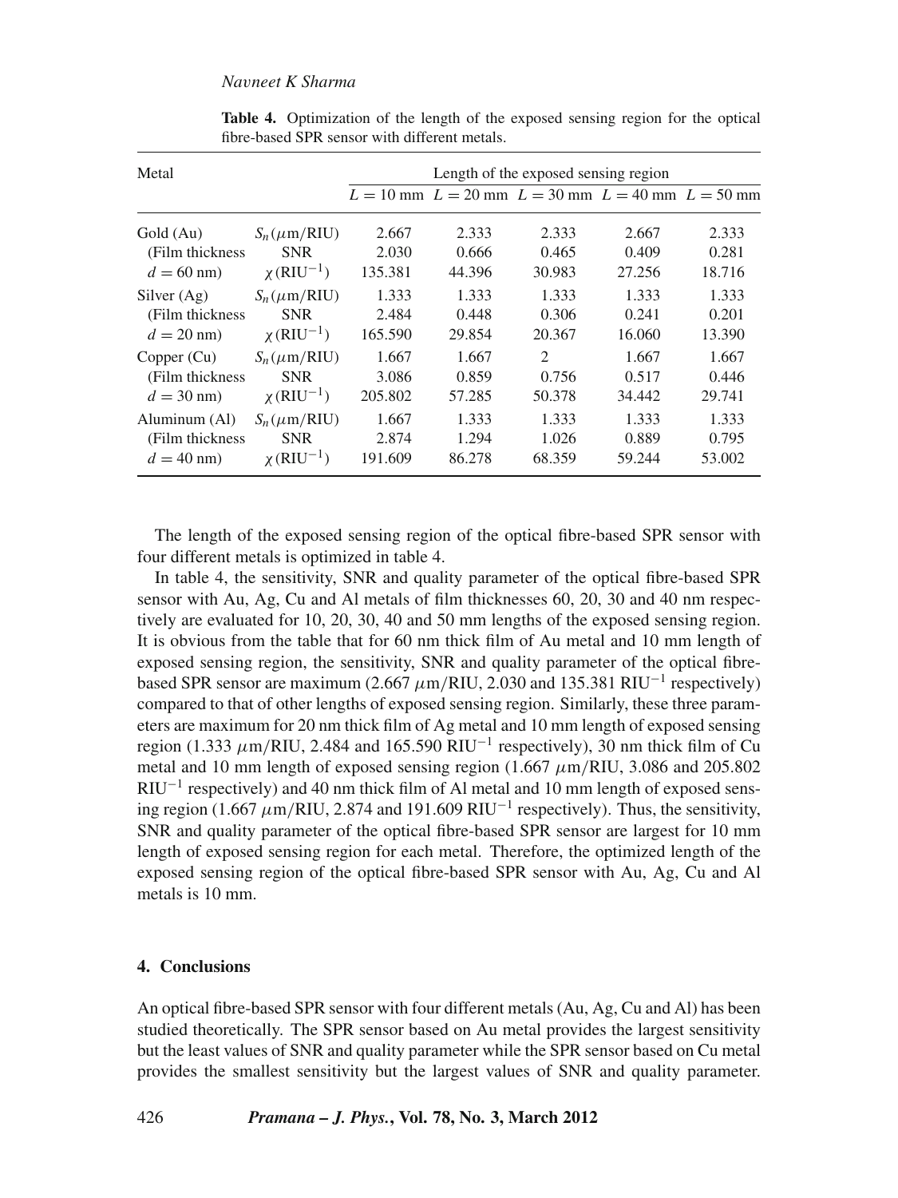**Table 4.** Optimization of the length of the exposed sensing region for the optical fibre-based SPR sensor with different metals.

| Metal | | Length of the exposed sensing region | | | | |
|---|---|---|---|---|---|---|
| | | $L = 10$ mm | $L = 20$ mm | $L = 30$ mm | $L = 40$ mm | $L = 50$ mm |
| Gold (Au) | $S_n (\mu\text{m/RIU})$ | 2.667 | 2.333 | 2.333 | 2.667 | 2.333 |
| (Film thickness | SNR | 2.030 | 0.666 | 0.465 | 0.409 | 0.281 |
| $d = 60$ nm) | $\chi\,(\text{RIU}^{-1})$ | 135.381 | 44.396 | 30.983 | 27.256 | 18.716 |
| Silver (Ag) | $S_n (\mu\text{m/RIU})$ | 1.333 | 1.333 | 1.333 | 1.333 | 1.333 |
| (Film thickness | SNR | 2.484 | 0.448 | 0.306 | 0.241 | 0.201 |
| $d = 20$ nm) | $\chi\,(\text{RIU}^{-1})$ | 165.590 | 29.854 | 20.367 | 16.060 | 13.390 |
| Copper (Cu) | $S_n (\mu\text{m/RIU})$ | 1.667 | 1.667 | 2 | 1.667 | 1.667 |
| (Film thickness | SNR | 3.086 | 0.859 | 0.756 | 0.517 | 0.446 |
| $d = 30$ nm) | $\chi\,(\text{RIU}^{-1})$ | 205.802 | 57.285 | 50.378 | 34.442 | 29.741 |
| Aluminum (Al) | $S_n (\mu\text{m/RIU})$ | 1.667 | 1.333 | 1.333 | 1.333 | 1.333 |
| (Film thickness | SNR | 2.874 | 1.294 | 1.026 | 0.889 | 0.795 |
| $d = 40$ nm) | $\chi\,(\text{RIU}^{-1})$ | 191.609 | 86.278 | 68.359 | 59.244 | 53.002 |

The length of the exposed sensing region of the optical fibre-based SPR sensor with four different metals is optimized in table 4.

In table 4, the sensitivity, SNR and quality parameter of the optical fibre-based SPR sensor with Au, Ag, Cu and Al metals of film thicknesses 60, 20, 30 and 40 nm respectively are evaluated for 10, 20, 30, 40 and 50 mm lengths of the exposed sensing region. It is obvious from the table that for 60 nm thick film of Au metal and 10 mm length of exposed sensing region, the sensitivity, SNR and quality parameter of the optical fibre-based SPR sensor are maximum (2.667 $\mu$m/RIU, 2.030 and 135.381 RIU$^{-1}$ respectively) compared to that of other lengths of exposed sensing region. Similarly, these three parameters are maximum for 20 nm thick film of Ag metal and 10 mm length of exposed sensing region (1.333 $\mu$m/RIU, 2.484 and 165.590 RIU$^{-1}$ respectively), 30 nm thick film of Cu metal and 10 mm length of exposed sensing region (1.667 $\mu$m/RIU, 3.086 and 205.802 RIU$^{-1}$ respectively) and 40 nm thick film of Al metal and 10 mm length of exposed sensing region (1.667 $\mu$m/RIU, 2.874 and 191.609 RIU$^{-1}$ respectively). Thus, the sensitivity, SNR and quality parameter of the optical fibre-based SPR sensor are largest for 10 mm length of exposed sensing region for each metal. Therefore, the optimized length of the exposed sensing region of the optical fibre-based SPR sensor with Au, Ag, Cu and Al metals is 10 mm.

## 4. Conclusions

An optical fibre-based SPR sensor with four different metals (Au, Ag, Cu and Al) has been studied theoretically. The SPR sensor based on Au metal provides the largest sensitivity but the least values of SNR and quality parameter while the SPR sensor based on Cu metal provides the smallest sensitivity but the largest values of SNR and quality parameter.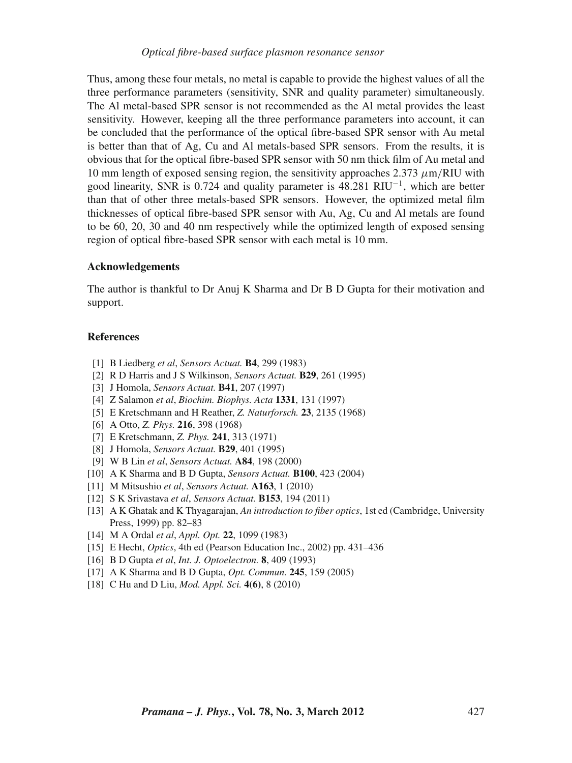Thus, among these four metals, no metal is capable to provide the highest values of all the three performance parameters (sensitivity, SNR and quality parameter) simultaneously. The Al metal-based SPR sensor is not recommended as the Al metal provides the least sensitivity. However, keeping all the three performance parameters into account, it can be concluded that the performance of the optical fibre-based SPR sensor with Au metal is better than that of Ag, Cu and Al metals-based SPR sensors. From the results, it is obvious that for the optical fibre-based SPR sensor with 50 nm thick film of Au metal and 10 mm length of exposed sensing region, the sensitivity approaches 2.373 $\mu$m/RIU with good linearity, SNR is 0.724 and quality parameter is 48.281 $\text{RIU}^{-1}$, which are better than that of other three metals-based SPR sensors. However, the optimized metal film thicknesses of optical fibre-based SPR sensor with Au, Ag, Cu and Al metals are found to be 60, 20, 30 and 40 nm respectively while the optimized length of exposed sensing region of optical fibre-based SPR sensor with each metal is 10 mm.

### Acknowledgements

The author is thankful to Dr Anuj K Sharma and Dr B D Gupta for their motivation and support.

### References

[1] B Liedberg *et al*, *Sensors Actuat.* **B4**, 299 (1983)
[2] R D Harris and J S Wilkinson, *Sensors Actuat.* **B29**, 261 (1995)
[3] J Homola, *Sensors Actuat.* **B41**, 207 (1997)
[4] Z Salamon *et al*, *Biochim. Biophys. Acta* **1331**, 131 (1997)
[5] E Kretschmann and H Reather, *Z. Naturforsch.* **23**, 2135 (1968)
[6] A Otto, *Z. Phys.* **216**, 398 (1968)
[7] E Kretschmann, *Z. Phys.* **241**, 313 (1971)
[8] J Homola, *Sensors Actuat.* **B29**, 401 (1995)
[9] W B Lin *et al*, *Sensors Actuat.* **A84**, 198 (2000)
[10] A K Sharma and B D Gupta, *Sensors Actuat.* **B100**, 423 (2004)
[11] M Mitsushio *et al*, *Sensors Actuat.* **A163**, 1 (2010)
[12] S K Srivastava *et al*, *Sensors Actuat.* **B153**, 194 (2011)
[13] A K Ghatak and K Thyagarajan, *An introduction to fiber optics*, 1st ed (Cambridge, University Press, 1999) pp. 82–83
[14] M A Ordal *et al*, *Appl. Opt.* **22**, 1099 (1983)
[15] E Hecht, *Optics*, 4th ed (Pearson Education Inc., 2002) pp. 431–436
[16] B D Gupta *et al*, *Int. J. Optoelectron.* **8**, 409 (1993)
[17] A K Sharma and B D Gupta, *Opt. Commun.* **245**, 159 (2005)
[18] C Hu and D Liu, *Mod. Appl. Sci.* **4(6)**, 8 (2010)